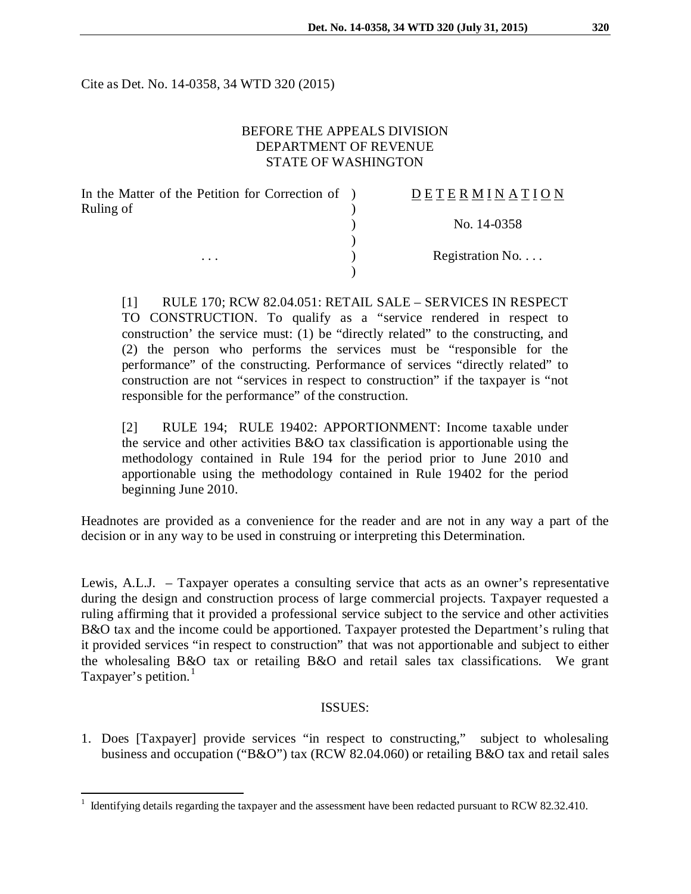Cite as Det. No. 14-0358, 34 WTD 320 (2015)

BEFORE THE APPEALS DIVISION
DEPARTMENT OF REVENUE
STATE OF WASHINGTON

| | | |
|---|---|---|
| In the Matter of the Petition for Correction of Ruling of | ) | DETERMINATION |
| | ) | No. 14-0358 |
| . . . | ) | Registration No. . . . |

> [1] RULE 170; RCW 82.04.051: RETAIL SALE – SERVICES IN RESPECT TO CONSTRUCTION. To qualify as a "service rendered in respect to construction' the service must: (1) be "directly related" to the constructing, and (2) the person who performs the services must be "responsible for the performance" of the constructing. Performance of services "directly related" to construction are not "services in respect to construction" if the taxpayer is "not responsible for the performance" of the construction.
>
> [2] RULE 194; RULE 19402: APPORTIONMENT: Income taxable under the service and other activities B&O tax classification is apportionable using the methodology contained in Rule 194 for the period prior to June 2010 and apportionable using the methodology contained in Rule 19402 for the period beginning June 2010.

Headnotes are provided as a convenience for the reader and are not in any way a part of the decision or in any way to be used in construing or interpreting this Determination.

Lewis, A.L.J. – Taxpayer operates a consulting service that acts as an owner's representative during the design and construction process of large commercial projects. Taxpayer requested a ruling affirming that it provided a professional service subject to the service and other activities B&O tax and the income could be apportioned. Taxpayer protested the Department's ruling that it provided services "in respect to construction" that was not apportionable and subject to either the wholesaling B&O tax or retailing B&O and retail sales tax classifications. We grant Taxpayer's petition.[1]

## ISSUES:

1. Does [Taxpayer] provide services "in respect to constructing," subject to wholesaling business and occupation ("B&O") tax (RCW 82.04.060) or retailing B&O tax and retail sales

[1] Identifying details regarding the taxpayer and the assessment have been redacted pursuant to RCW 82.32.410.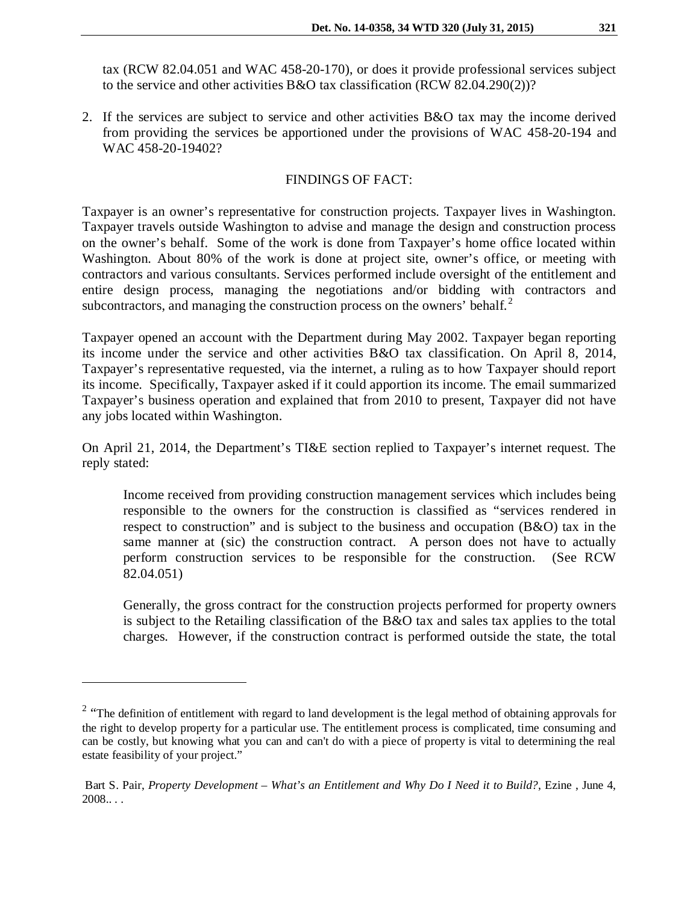tax (RCW 82.04.051 and WAC 458-20-170), or does it provide professional services subject to the service and other activities B&O tax classification (RCW 82.04.290(2))?

2. If the services are subject to service and other activities B&O tax may the income derived from providing the services be apportioned under the provisions of WAC 458-20-194 and WAC 458-20-19402?

## FINDINGS OF FACT:

Taxpayer is an owner's representative for construction projects. Taxpayer lives in Washington. Taxpayer travels outside Washington to advise and manage the design and construction process on the owner's behalf. Some of the work is done from Taxpayer's home office located within Washington. About 80% of the work is done at project site, owner's office, or meeting with contractors and various consultants. Services performed include oversight of the entitlement and entire design process, managing the negotiations and/or bidding with contractors and subcontractors, and managing the construction process on the owners' behalf.[2]

Taxpayer opened an account with the Department during May 2002. Taxpayer began reporting its income under the service and other activities B&O tax classification. On April 8, 2014, Taxpayer's representative requested, via the internet, a ruling as to how Taxpayer should report its income. Specifically, Taxpayer asked if it could apportion its income. The email summarized Taxpayer's business operation and explained that from 2010 to present, Taxpayer did not have any jobs located within Washington.

On April 21, 2014, the Department's TI&E section replied to Taxpayer's internet request. The reply stated:

> Income received from providing construction management services which includes being responsible to the owners for the construction is classified as "services rendered in respect to construction" and is subject to the business and occupation (B&O) tax in the same manner at (sic) the construction contract. A person does not have to actually perform construction services to be responsible for the construction. (See RCW 82.04.051)
>
> Generally, the gross contract for the construction projects performed for property owners is subject to the Retailing classification of the B&O tax and sales tax applies to the total charges. However, if the construction contract is performed outside the state, the total

---

[2] "The definition of entitlement with regard to land development is the legal method of obtaining approvals for the right to develop property for a particular use. The entitlement process is complicated, time consuming and can be costly, but knowing what you can and can't do with a piece of property is vital to determining the real estate feasibility of your project."

Bart S. Pair, *Property Development – What's an Entitlement and Why Do I Need it to Build?*, Ezine , June 4, 2008.. . .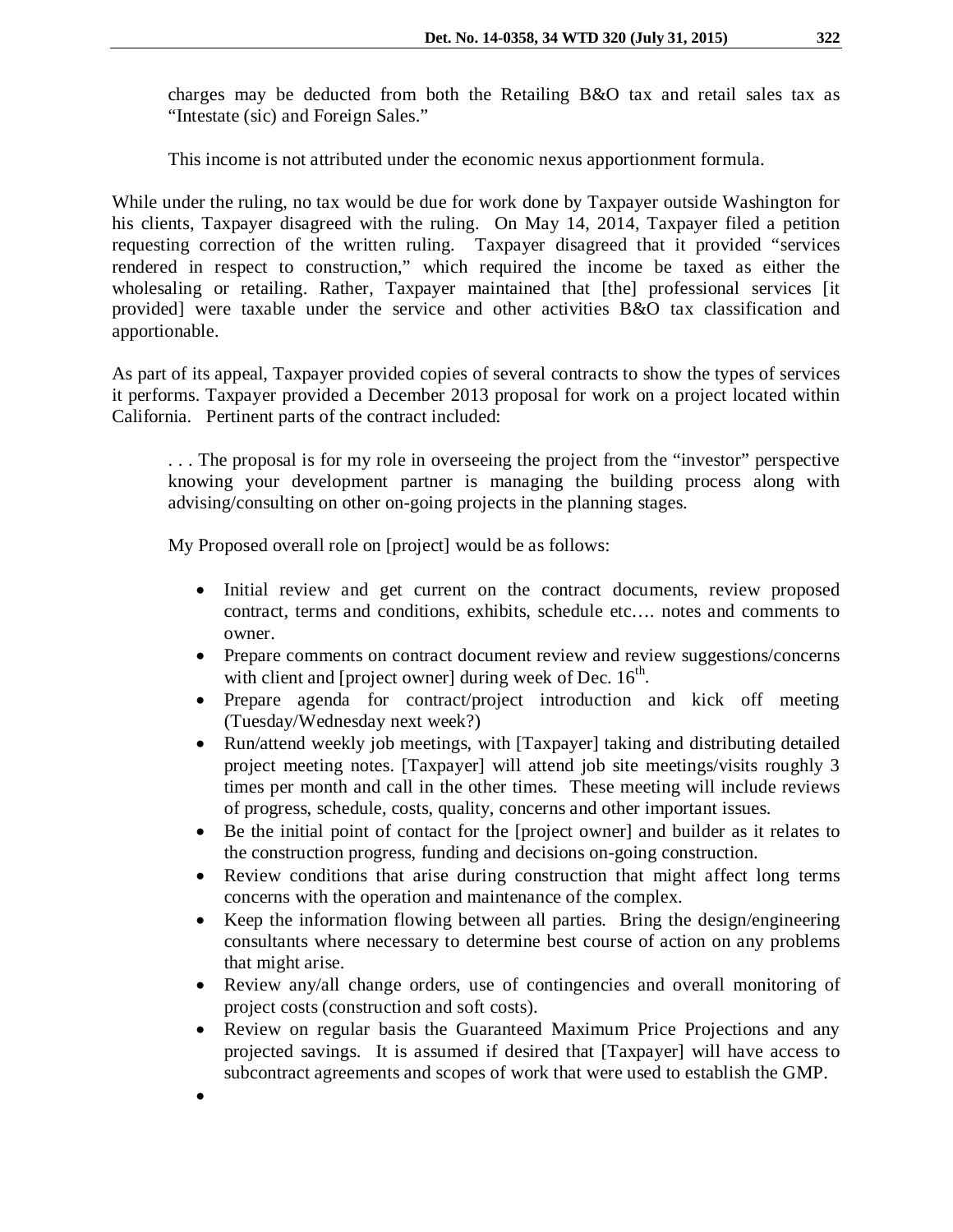charges may be deducted from both the Retailing B&O tax and retail sales tax as "Intestate (sic) and Foreign Sales."

> This income is not attributed under the economic nexus apportionment formula.

While under the ruling, no tax would be due for work done by Taxpayer outside Washington for his clients, Taxpayer disagreed with the ruling. On May 14, 2014, Taxpayer filed a petition requesting correction of the written ruling. Taxpayer disagreed that it provided "services rendered in respect to construction," which required the income be taxed as either the wholesaling or retailing. Rather, Taxpayer maintained that [the] professional services [it provided] were taxable under the service and other activities B&O tax classification and apportionable.

As part of its appeal, Taxpayer provided copies of several contracts to show the types of services it performs. Taxpayer provided a December 2013 proposal for work on a project located within California. Pertinent parts of the contract included:

> . . . The proposal is for my role in overseeing the project from the "investor" perspective knowing your development partner is managing the building process along with advising/consulting on other on-going projects in the planning stages.
>
> My Proposed overall role on [project] would be as follows:
>
> - Initial review and get current on the contract documents, review proposed contract, terms and conditions, exhibits, schedule etc…. notes and comments to owner.
> - Prepare comments on contract document review and review suggestions/concerns with client and [project owner] during week of Dec. 16th.
> - Prepare agenda for contract/project introduction and kick off meeting (Tuesday/Wednesday next week?)
> - Run/attend weekly job meetings, with [Taxpayer] taking and distributing detailed project meeting notes. [Taxpayer] will attend job site meetings/visits roughly 3 times per month and call in the other times. These meeting will include reviews of progress, schedule, costs, quality, concerns and other important issues.
> - Be the initial point of contact for the [project owner] and builder as it relates to the construction progress, funding and decisions on-going construction.
> - Review conditions that arise during construction that might affect long terms concerns with the operation and maintenance of the complex.
> - Keep the information flowing between all parties. Bring the design/engineering consultants where necessary to determine best course of action on any problems that might arise.
> - Review any/all change orders, use of contingencies and overall monitoring of project costs (construction and soft costs).
> - Review on regular basis the Guaranteed Maximum Price Projections and any projected savings. It is assumed if desired that [Taxpayer] will have access to subcontract agreements and scopes of work that were used to establish the GMP.
> -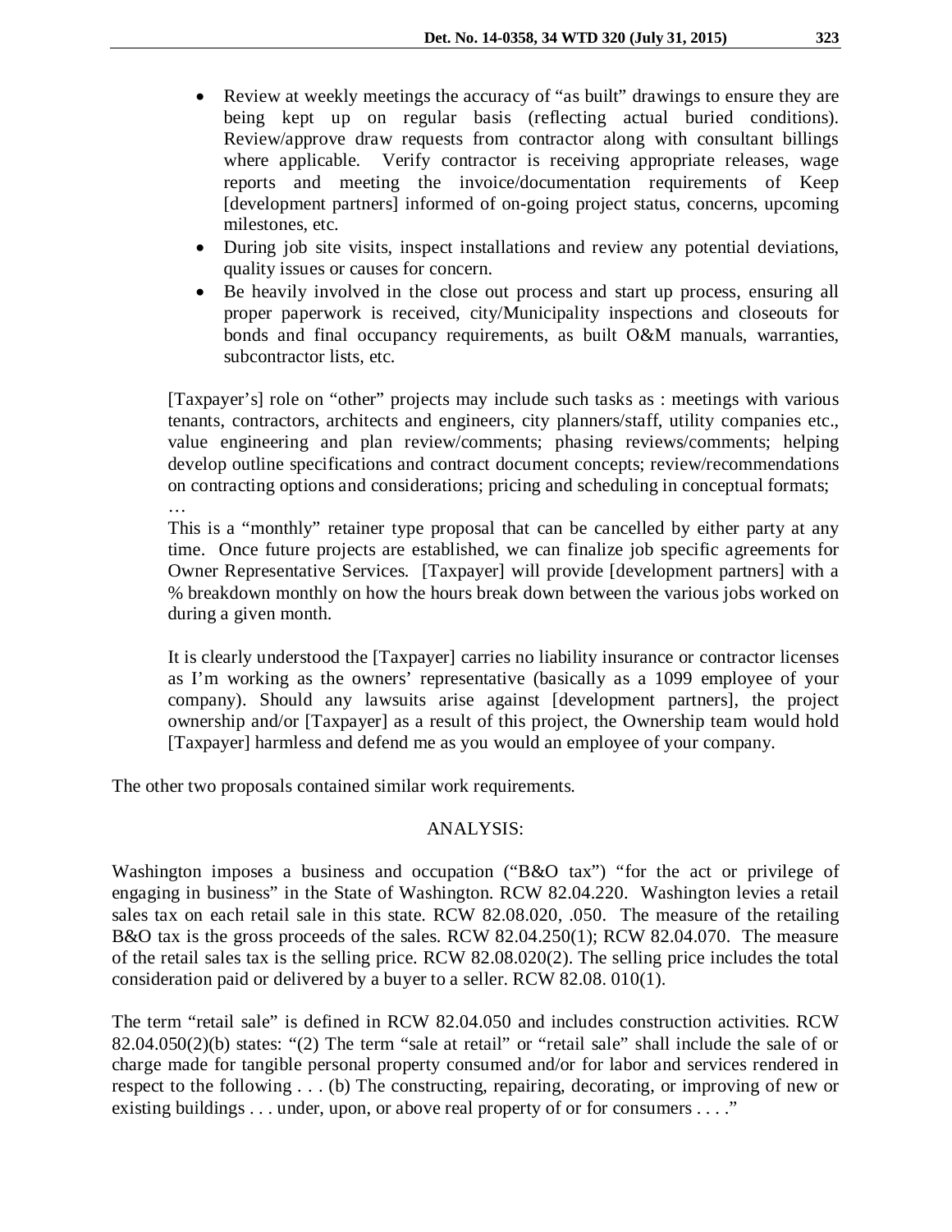- Review at weekly meetings the accuracy of "as built" drawings to ensure they are being kept up on regular basis (reflecting actual buried conditions). Review/approve draw requests from contractor along with consultant billings where applicable. Verify contractor is receiving appropriate releases, wage reports and meeting the invoice/documentation requirements of Keep [development partners] informed of on-going project status, concerns, upcoming milestones, etc.
- During job site visits, inspect installations and review any potential deviations, quality issues or causes for concern.
- Be heavily involved in the close out process and start up process, ensuring all proper paperwork is received, city/Municipality inspections and closeouts for bonds and final occupancy requirements, as built O&M manuals, warranties, subcontractor lists, etc.

> [Taxpayer's] role on "other" projects may include such tasks as : meetings with various tenants, contractors, architects and engineers, city planners/staff, utility companies etc., value engineering and plan review/comments; phasing reviews/comments; helping develop outline specifications and contract document concepts; review/recommendations on contracting options and considerations; pricing and scheduling in conceptual formats; …
>
> This is a "monthly" retainer type proposal that can be cancelled by either party at any time. Once future projects are established, we can finalize job specific agreements for Owner Representative Services. [Taxpayer] will provide [development partners] with a % breakdown monthly on how the hours break down between the various jobs worked on during a given month.
>
> It is clearly understood the [Taxpayer] carries no liability insurance or contractor licenses as I'm working as the owners' representative (basically as a 1099 employee of your company). Should any lawsuits arise against [development partners], the project ownership and/or [Taxpayer] as a result of this project, the Ownership team would hold [Taxpayer] harmless and defend me as you would an employee of your company.

The other two proposals contained similar work requirements.

## ANALYSIS:

Washington imposes a business and occupation ("B&O tax") "for the act or privilege of engaging in business" in the State of Washington. RCW 82.04.220. Washington levies a retail sales tax on each retail sale in this state. RCW 82.08.020, .050. The measure of the retailing B&O tax is the gross proceeds of the sales. RCW 82.04.250(1); RCW 82.04.070. The measure of the retail sales tax is the selling price. RCW 82.08.020(2). The selling price includes the total consideration paid or delivered by a buyer to a seller. RCW 82.08. 010(1).

The term "retail sale" is defined in RCW 82.04.050 and includes construction activities. RCW 82.04.050(2)(b) states: "(2) The term "sale at retail" or "retail sale" shall include the sale of or charge made for tangible personal property consumed and/or for labor and services rendered in respect to the following . . . (b) The constructing, repairing, decorating, or improving of new or existing buildings . . . under, upon, or above real property of or for consumers . . . ."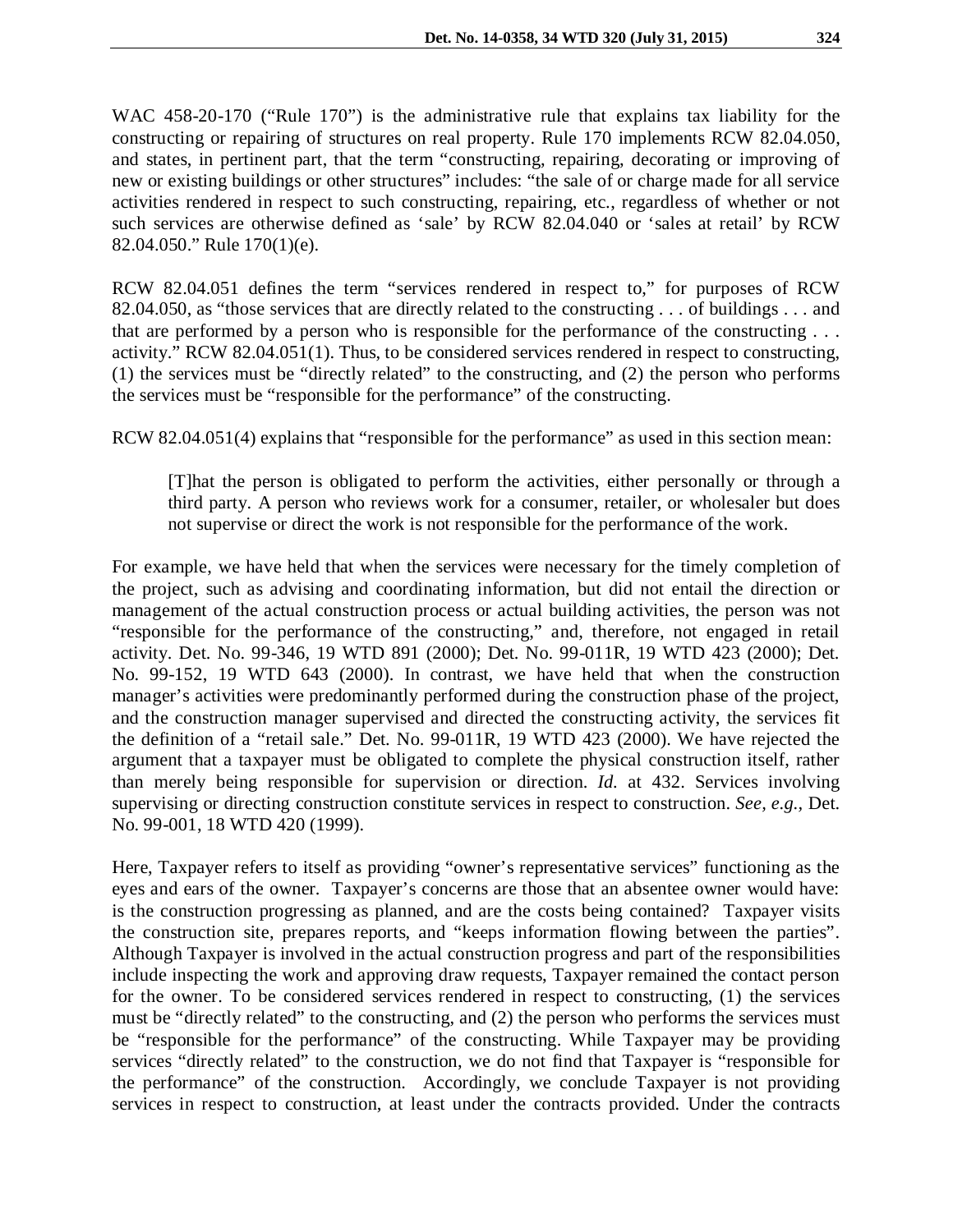WAC 458-20-170 ("Rule 170") is the administrative rule that explains tax liability for the constructing or repairing of structures on real property. Rule 170 implements RCW 82.04.050, and states, in pertinent part, that the term "constructing, repairing, decorating or improving of new or existing buildings or other structures" includes: "the sale of or charge made for all service activities rendered in respect to such constructing, repairing, etc., regardless of whether or not such services are otherwise defined as 'sale' by RCW 82.04.040 or 'sales at retail' by RCW 82.04.050." Rule 170(1)(e).

RCW 82.04.051 defines the term "services rendered in respect to," for purposes of RCW 82.04.050, as "those services that are directly related to the constructing . . . of buildings . . . and that are performed by a person who is responsible for the performance of the constructing . . . activity." RCW 82.04.051(1). Thus, to be considered services rendered in respect to constructing, (1) the services must be "directly related" to the constructing, and (2) the person who performs the services must be "responsible for the performance" of the constructing.

RCW 82.04.051(4) explains that "responsible for the performance" as used in this section mean:

> [T]hat the person is obligated to perform the activities, either personally or through a third party. A person who reviews work for a consumer, retailer, or wholesaler but does not supervise or direct the work is not responsible for the performance of the work.

For example, we have held that when the services were necessary for the timely completion of the project, such as advising and coordinating information, but did not entail the direction or management of the actual construction process or actual building activities, the person was not "responsible for the performance of the constructing," and, therefore, not engaged in retail activity. Det. No. 99-346, 19 WTD 891 (2000); Det. No. 99-011R, 19 WTD 423 (2000); Det. No. 99-152, 19 WTD 643 (2000). In contrast, we have held that when the construction manager's activities were predominantly performed during the construction phase of the project, and the construction manager supervised and directed the constructing activity, the services fit the definition of a "retail sale." Det. No. 99-011R, 19 WTD 423 (2000). We have rejected the argument that a taxpayer must be obligated to complete the physical construction itself, rather than merely being responsible for supervision or direction. *Id.* at 432. Services involving supervising or directing construction constitute services in respect to construction. *See, e.g.,* Det. No. 99-001, 18 WTD 420 (1999).

Here, Taxpayer refers to itself as providing "owner's representative services" functioning as the eyes and ears of the owner. Taxpayer's concerns are those that an absentee owner would have: is the construction progressing as planned, and are the costs being contained? Taxpayer visits the construction site, prepares reports, and "keeps information flowing between the parties". Although Taxpayer is involved in the actual construction progress and part of the responsibilities include inspecting the work and approving draw requests, Taxpayer remained the contact person for the owner. To be considered services rendered in respect to constructing, (1) the services must be "directly related" to the constructing, and (2) the person who performs the services must be "responsible for the performance" of the constructing. While Taxpayer may be providing services "directly related" to the construction, we do not find that Taxpayer is "responsible for the performance" of the construction. Accordingly, we conclude Taxpayer is not providing services in respect to construction, at least under the contracts provided. Under the contracts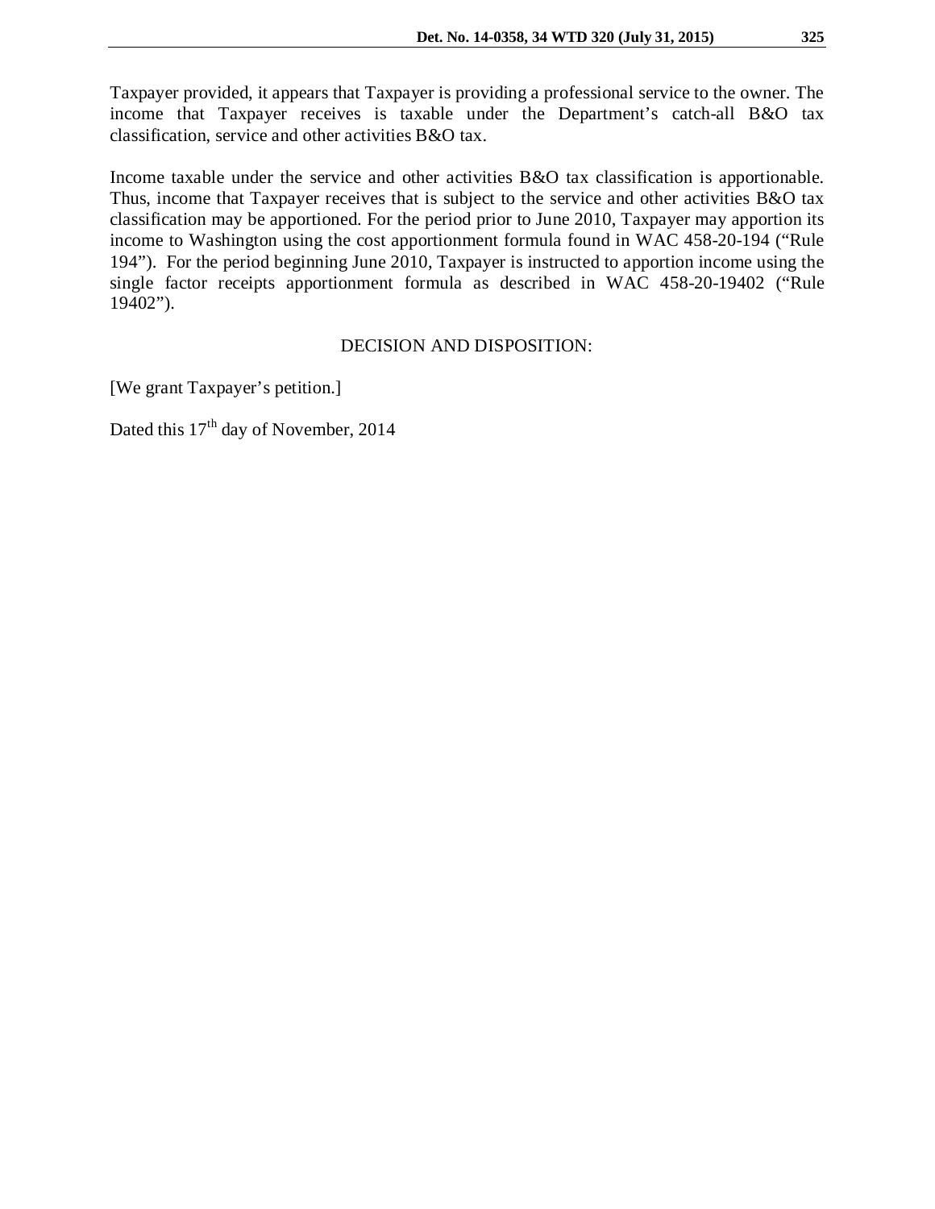Taxpayer provided, it appears that Taxpayer is providing a professional service to the owner. The income that Taxpayer receives is taxable under the Department's catch-all B&O tax classification, service and other activities B&O tax.

Income taxable under the service and other activities B&O tax classification is apportionable. Thus, income that Taxpayer receives that is subject to the service and other activities B&O tax classification may be apportioned. For the period prior to June 2010, Taxpayer may apportion its income to Washington using the cost apportionment formula found in WAC 458-20-194 ("Rule 194"). For the period beginning June 2010, Taxpayer is instructed to apportion income using the single factor receipts apportionment formula as described in WAC 458-20-19402 ("Rule 19402").

DECISION AND DISPOSITION:

[We grant Taxpayer's petition.]

Dated this 17th day of November, 2014